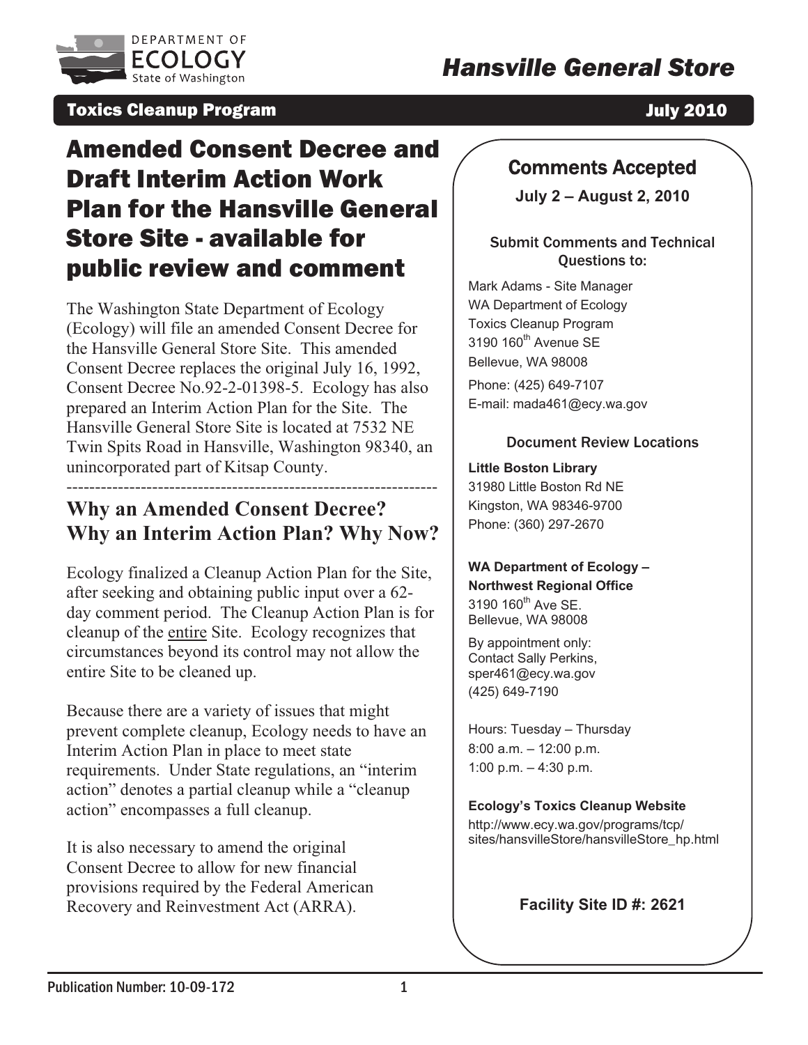DEPARTMENT OF ECOLOGY State of Washington

# Hansville General Store

**Toxics Cleanup Program** — **July 2010**

## Amended Consent Decree and Draft Interim Action Work Plan for the Hansville General Store Site - available for public review and comment

The Washington State Department of Ecology (Ecology) will file an amended Consent Decree for the Hansville General Store Site. This amended Consent Decree replaces the original July 16, 1992, Consent Decree No.92-2-01398-5. Ecology has also prepared an Interim Action Plan for the Site. The Hansville General Store Site is located at 7532 NE Twin Spits Road in Hansville, Washington 98340, an unincorporated part of Kitsap County.

---

### Why an Amended Consent Decree? Why an Interim Action Plan? Why Now?

Ecology finalized a Cleanup Action Plan for the Site, after seeking and obtaining public input over a 62-day comment period. The Cleanup Action Plan is for cleanup of the <u>entire</u> Site. Ecology recognizes that circumstances beyond its control may not allow the entire Site to be cleaned up.

Because there are a variety of issues that might prevent complete cleanup, Ecology needs to have an Interim Action Plan in place to meet state requirements. Under State regulations, an "interim action" denotes a partial cleanup while a "cleanup action" encompasses a full cleanup.

It is also necessary to amend the original Consent Decree to allow for new financial provisions required by the Federal American Recovery and Reinvestment Act (ARRA).

### Comments Accepted

**July 2 – August 2, 2010**

**Submit Comments and Technical Questions to:**

Mark Adams - Site Manager
WA Department of Ecology
Toxics Cleanup Program
3190 160th Avenue SE
Bellevue, WA 98008
Phone: (425) 649-7107
E-mail: mada461@ecy.wa.gov

**Document Review Locations**

**Little Boston Library**
31980 Little Boston Rd NE
Kingston, WA 98346-9700
Phone: (360) 297-2670

**WA Department of Ecology – Northwest Regional Office**
3190 160th Ave SE.
Bellevue, WA 98008

By appointment only:
Contact Sally Perkins,
sper461@ecy.wa.gov
(425) 649-7190

Hours: Tuesday – Thursday
8:00 a.m. – 12:00 p.m.
1:00 p.m. – 4:30 p.m.

**Ecology's Toxics Cleanup Website**
http://www.ecy.wa.gov/programs/tcp/sites/hansvilleStore/hansvilleStore_hp.html

**Facility Site ID #: 2621**

Publication Number: 10-09-172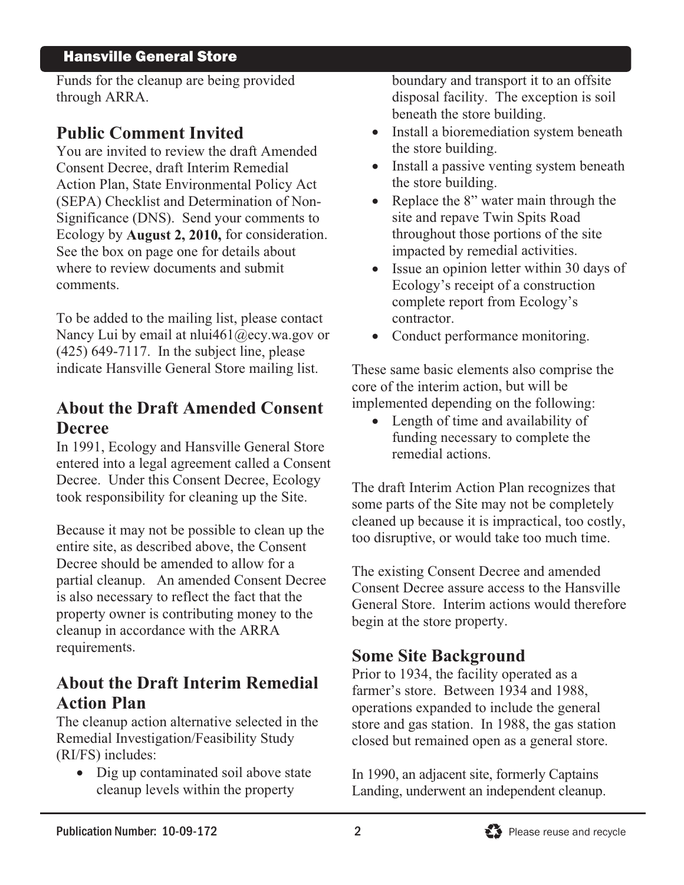Funds for the cleanup are being provided through ARRA.

## Public Comment Invited

You are invited to review the draft Amended Consent Decree, draft Interim Remedial Action Plan, State Environmental Policy Act (SEPA) Checklist and Determination of Non-Significance (DNS). Send your comments to Ecology by **August 2, 2010,** for consideration. See the box on page one for details about where to review documents and submit comments.

To be added to the mailing list, please contact Nancy Lui by email at nlui461@ecy.wa.gov or (425) 649-7117. In the subject line, please indicate Hansville General Store mailing list.

## About the Draft Amended Consent Decree

In 1991, Ecology and Hansville General Store entered into a legal agreement called a Consent Decree. Under this Consent Decree, Ecology took responsibility for cleaning up the Site.

Because it may not be possible to clean up the entire site, as described above, the Consent Decree should be amended to allow for a partial cleanup. An amended Consent Decree is also necessary to reflect the fact that the property owner is contributing money to the cleanup in accordance with the ARRA requirements.

## About the Draft Interim Remedial Action Plan

The cleanup action alternative selected in the Remedial Investigation/Feasibility Study (RI/FS) includes:

- Dig up contaminated soil above state cleanup levels within the property boundary and transport it to an offsite disposal facility. The exception is soil beneath the store building.
- Install a bioremediation system beneath the store building.
- Install a passive venting system beneath the store building.
- Replace the 8" water main through the site and repave Twin Spits Road throughout those portions of the site impacted by remedial activities.
- Issue an opinion letter within 30 days of Ecology's receipt of a construction complete report from Ecology's contractor.
- Conduct performance monitoring.

These same basic elements also comprise the core of the interim action, but will be implemented depending on the following:

- Length of time and availability of funding necessary to complete the remedial actions.

The draft Interim Action Plan recognizes that some parts of the Site may not be completely cleaned up because it is impractical, too costly, too disruptive, or would take too much time.

The existing Consent Decree and amended Consent Decree assure access to the Hansville General Store. Interim actions would therefore begin at the store property.

## Some Site Background

Prior to 1934, the facility operated as a farmer's store. Between 1934 and 1988, operations expanded to include the general store and gas station. In 1988, the gas station closed but remained open as a general store.

In 1990, an adjacent site, formerly Captains Landing, underwent an independent cleanup.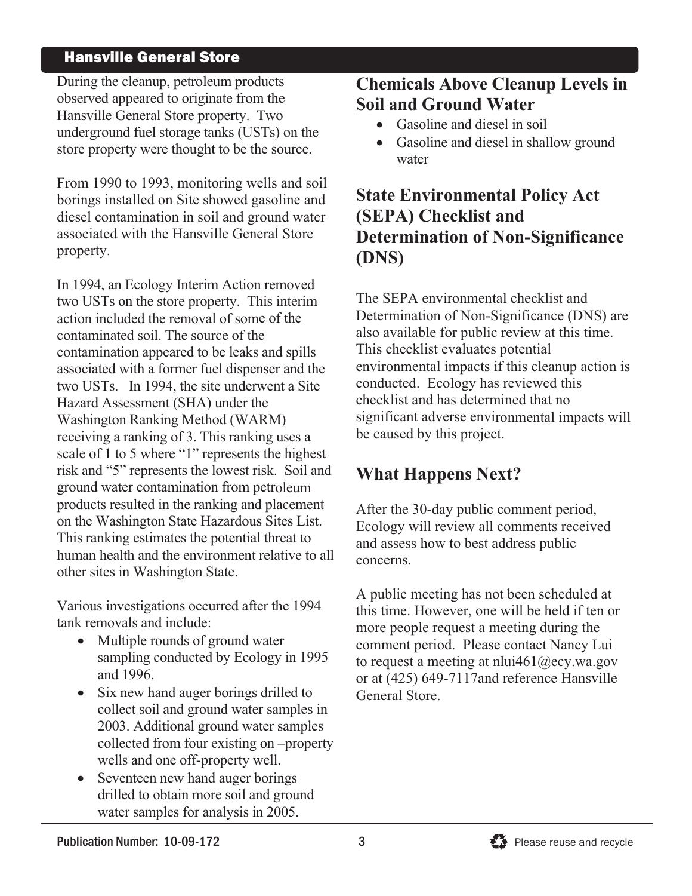## Hansville General Store

During the cleanup, petroleum products observed appeared to originate from the Hansville General Store property. Two underground fuel storage tanks (USTs) on the store property were thought to be the source.

From 1990 to 1993, monitoring wells and soil borings installed on Site showed gasoline and diesel contamination in soil and ground water associated with the Hansville General Store property.

In 1994, an Ecology Interim Action removed two USTs on the store property. This interim action included the removal of some of the contaminated soil. The source of the contamination appeared to be leaks and spills associated with a former fuel dispenser and the two USTs. In 1994, the site underwent a Site Hazard Assessment (SHA) under the Washington Ranking Method (WARM) receiving a ranking of 3. This ranking uses a scale of 1 to 5 where "1" represents the highest risk and "5" represents the lowest risk. Soil and ground water contamination from petroleum products resulted in the ranking and placement on the Washington State Hazardous Sites List. This ranking estimates the potential threat to human health and the environment relative to all other sites in Washington State.

Various investigations occurred after the 1994 tank removals and include:

- Multiple rounds of ground water sampling conducted by Ecology in 1995 and 1996.
- Six new hand auger borings drilled to collect soil and ground water samples in 2003. Additional ground water samples collected from four existing on –property wells and one off-property well.
- Seventeen new hand auger borings drilled to obtain more soil and ground water samples for analysis in 2005.

## Chemicals Above Cleanup Levels in Soil and Ground Water

- Gasoline and diesel in soil
- Gasoline and diesel in shallow ground water

## State Environmental Policy Act (SEPA) Checklist and Determination of Non-Significance (DNS)

The SEPA environmental checklist and Determination of Non-Significance (DNS) are also available for public review at this time. This checklist evaluates potential environmental impacts if this cleanup action is conducted. Ecology has reviewed this checklist and has determined that no significant adverse environmental impacts will be caused by this project.

## What Happens Next?

After the 30-day public comment period, Ecology will review all comments received and assess how to best address public concerns.

A public meeting has not been scheduled at this time. However, one will be held if ten or more people request a meeting during the comment period. Please contact Nancy Lui to request a meeting at nlui461@ecy.wa.gov or at (425) 649-7117and reference Hansville General Store.

Publication Number: 10-09-172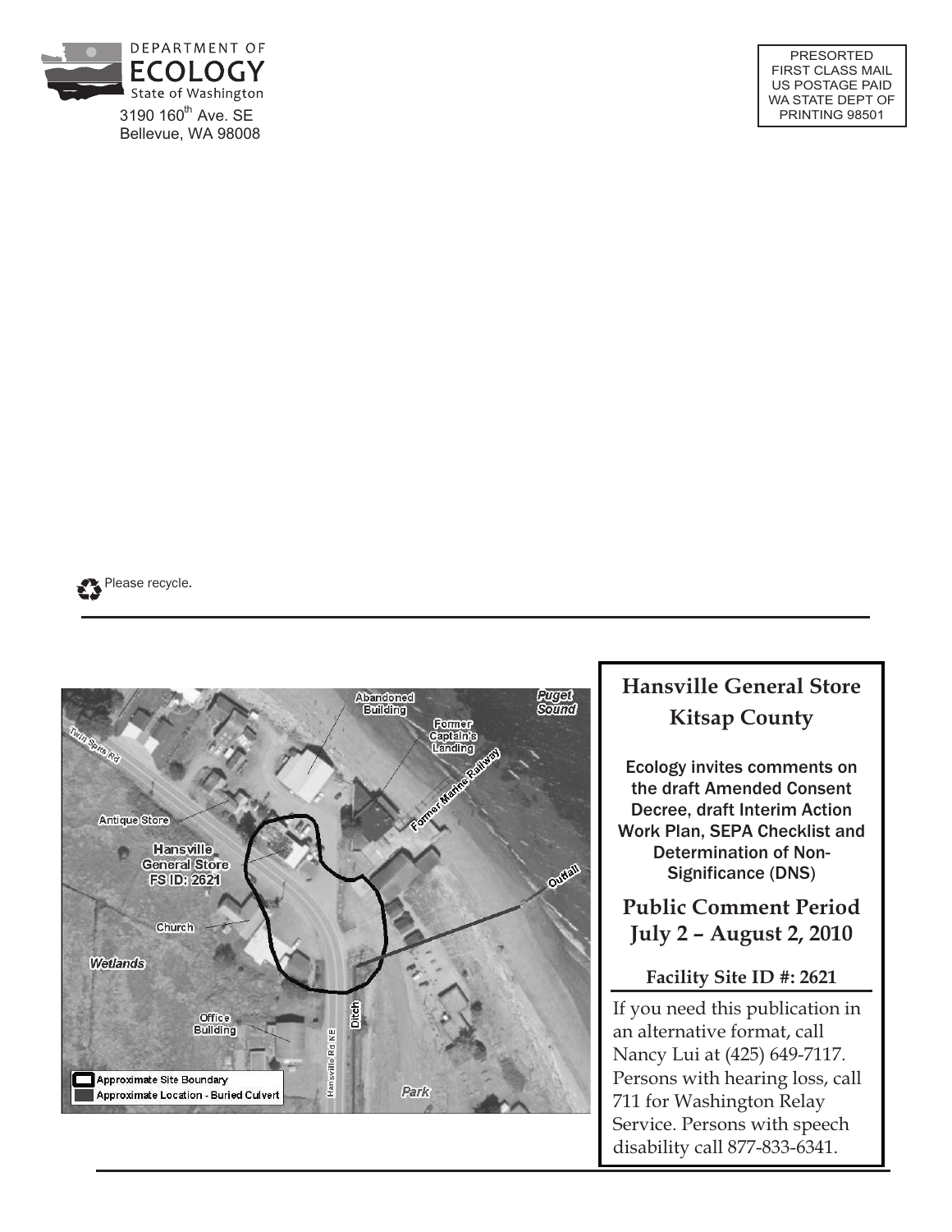DEPARTMENT OF
**ECOLOGY**
State of Washington

3190 160th Ave. SE
Bellevue, WA 98008

PRESORTED
FIRST CLASS MAIL
US POSTAGE PAID
WA STATE DEPT OF
PRINTING 98501

Please recycle.

Abandoned Building
Puget Sound
Former Captain's Landing
Former Marine Railway
Twin Spits Rd
Antique Store
Hansville General Store
FS ID: 2621
Outfall
Church
Wetlands
Office Building
Hansville Rd NE
Ditch
Park
Approximate Site Boundary
Approximate Location - Buried Culvert

## Hansville General Store
## Kitsap County

Ecology invites comments on the draft Amended Consent Decree, draft Interim Action Work Plan, SEPA Checklist and Determination of Non-Significance (DNS)

## Public Comment Period
## July 2 – August 2, 2010

**Facility Site ID #: 2621**

If you need this publication in an alternative format, call Nancy Lui at (425) 649-7117. Persons with hearing loss, call 711 for Washington Relay Service. Persons with speech disability call 877-833-6341.